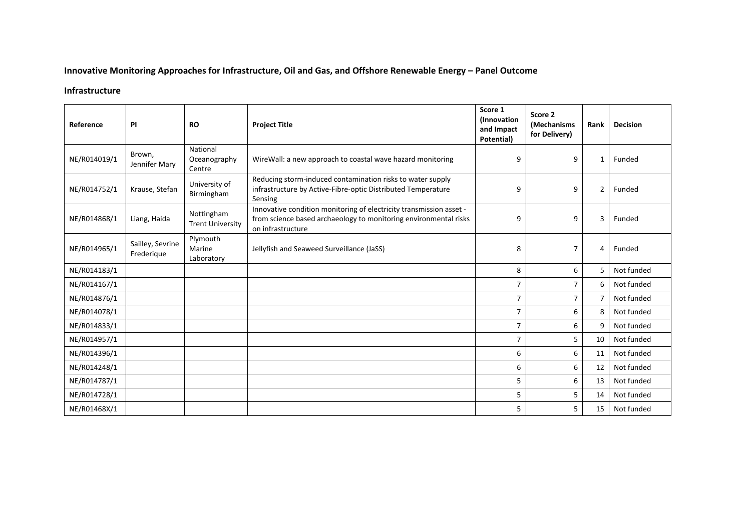## Innovative Monitoring Approaches for Infrastructure, Oil and Gas, and Offshore Renewable Energy – Panel Outcome

### Infrastructure

| Reference | PI | RO | Project Title | Score 1 (Innovation and Impact Potential) | Score 2 (Mechanisms for Delivery) | Rank | Decision |
|---|---|---|---|---|---|---|---|
| NE/R014019/1 | Brown, Jennifer Mary | National Oceanography Centre | WireWall: a new approach to coastal wave hazard monitoring | 9 | 9 | 1 | Funded |
| NE/R014752/1 | Krause, Stefan | University of Birmingham | Reducing storm-induced contamination risks to water supply infrastructure by Active-Fibre-optic Distributed Temperature Sensing | 9 | 9 | 2 | Funded |
| NE/R014868/1 | Liang, Haida | Nottingham Trent University | Innovative condition monitoring of electricity transmission asset - from science based archaeology to monitoring environmental risks on infrastructure | 9 | 9 | 3 | Funded |
| NE/R014965/1 | Sailley, Sevrine Frederique | Plymouth Marine Laboratory | Jellyfish and Seaweed Surveillance (JaSS) | 8 | 7 | 4 | Funded |
| NE/R014183/1 | | | | 8 | 6 | 5 | Not funded |
| NE/R014167/1 | | | | 7 | 7 | 6 | Not funded |
| NE/R014876/1 | | | | 7 | 7 | 7 | Not funded |
| NE/R014078/1 | | | | 7 | 6 | 8 | Not funded |
| NE/R014833/1 | | | | 7 | 6 | 9 | Not funded |
| NE/R014957/1 | | | | 7 | 5 | 10 | Not funded |
| NE/R014396/1 | | | | 6 | 6 | 11 | Not funded |
| NE/R014248/1 | | | | 6 | 6 | 12 | Not funded |
| NE/R014787/1 | | | | 5 | 6 | 13 | Not funded |
| NE/R014728/1 | | | | 5 | 5 | 14 | Not funded |
| NE/R01468X/1 | | | | 5 | 5 | 15 | Not funded |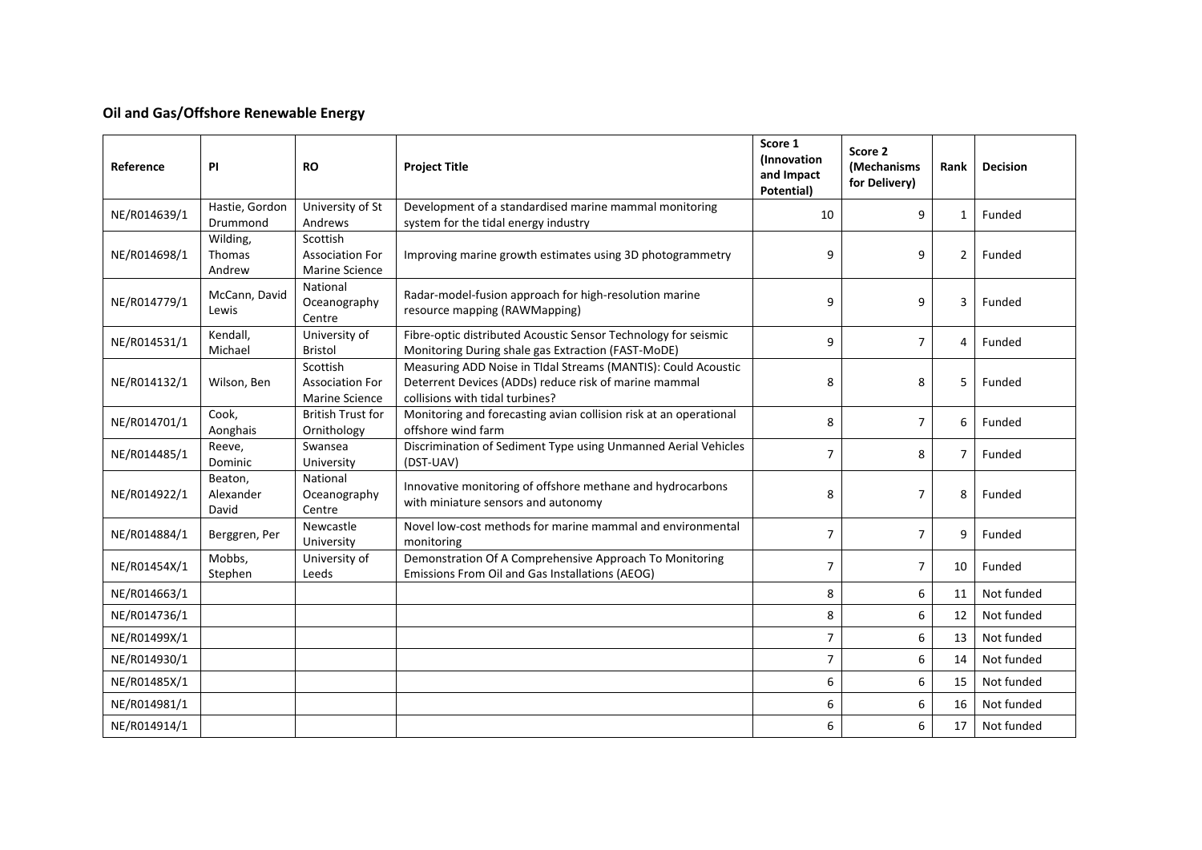## Oil and Gas/Offshore Renewable Energy

| Reference | PI | RO | Project Title | Score 1 (Innovation and Impact Potential) | Score 2 (Mechanisms for Delivery) | Rank | Decision |
|---|---|---|---|---|---|---|---|
| NE/R014639/1 | Hastie, Gordon Drummond | University of St Andrews | Development of a standardised marine mammal monitoring system for the tidal energy industry | 10 | 9 | 1 | Funded |
| NE/R014698/1 | Wilding, Thomas Andrew | Scottish Association For Marine Science | Improving marine growth estimates using 3D photogrammetry | 9 | 9 | 2 | Funded |
| NE/R014779/1 | McCann, David Lewis | National Oceanography Centre | Radar-model-fusion approach for high-resolution marine resource mapping (RAWMapping) | 9 | 9 | 3 | Funded |
| NE/R014531/1 | Kendall, Michael | University of Bristol | Fibre-optic distributed Acoustic Sensor Technology for seismic Monitoring During shale gas Extraction (FAST-MoDE) | 9 | 7 | 4 | Funded |
| NE/R014132/1 | Wilson, Ben | Scottish Association For Marine Science | Measuring ADD Noise in TIdal Streams (MANTIS): Could Acoustic Deterrent Devices (ADDs) reduce risk of marine mammal collisions with tidal turbines? | 8 | 8 | 5 | Funded |
| NE/R014701/1 | Cook, Aonghais | British Trust for Ornithology | Monitoring and forecasting avian collision risk at an operational offshore wind farm | 8 | 7 | 6 | Funded |
| NE/R014485/1 | Reeve, Dominic | Swansea University | Discrimination of Sediment Type using Unmanned Aerial Vehicles (DST-UAV) | 7 | 8 | 7 | Funded |
| NE/R014922/1 | Beaton, Alexander David | National Oceanography Centre | Innovative monitoring of offshore methane and hydrocarbons with miniature sensors and autonomy | 8 | 7 | 8 | Funded |
| NE/R014884/1 | Berggren, Per | Newcastle University | Novel low-cost methods for marine mammal and environmental monitoring | 7 | 7 | 9 | Funded |
| NE/R01454X/1 | Mobbs, Stephen | University of Leeds | Demonstration Of A Comprehensive Approach To Monitoring Emissions From Oil and Gas Installations (AEOG) | 7 | 7 | 10 | Funded |
| NE/R014663/1 | | | | 8 | 6 | 11 | Not funded |
| NE/R014736/1 | | | | 8 | 6 | 12 | Not funded |
| NE/R01499X/1 | | | | 7 | 6 | 13 | Not funded |
| NE/R014930/1 | | | | 7 | 6 | 14 | Not funded |
| NE/R01485X/1 | | | | 6 | 6 | 15 | Not funded |
| NE/R014981/1 | | | | 6 | 6 | 16 | Not funded |
| NE/R014914/1 | | | | 6 | 6 | 17 | Not funded |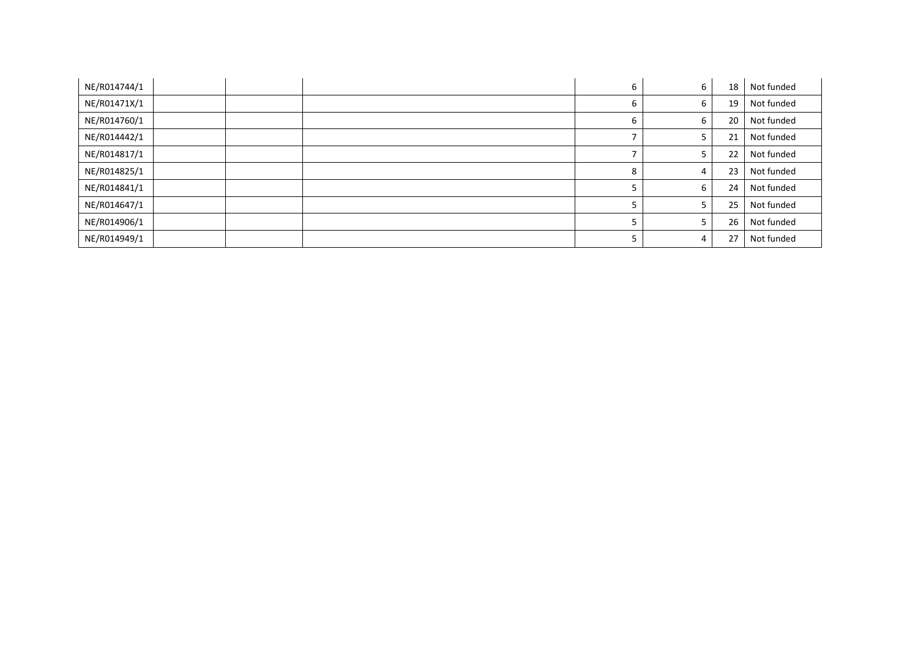| | | | | | | | |
|---|---|---|---|---|---|---|---|
| NE/R014744/1 | | | | 6 | 6 | 18 | Not funded |
| NE/R01471X/1 | | | | 6 | 6 | 19 | Not funded |
| NE/R014760/1 | | | | 6 | 6 | 20 | Not funded |
| NE/R014442/1 | | | | 7 | 5 | 21 | Not funded |
| NE/R014817/1 | | | | 7 | 5 | 22 | Not funded |
| NE/R014825/1 | | | | 8 | 4 | 23 | Not funded |
| NE/R014841/1 | | | | 5 | 6 | 24 | Not funded |
| NE/R014647/1 | | | | 5 | 5 | 25 | Not funded |
| NE/R014906/1 | | | | 5 | 5 | 26 | Not funded |
| NE/R014949/1 | | | | 5 | 4 | 27 | Not funded |